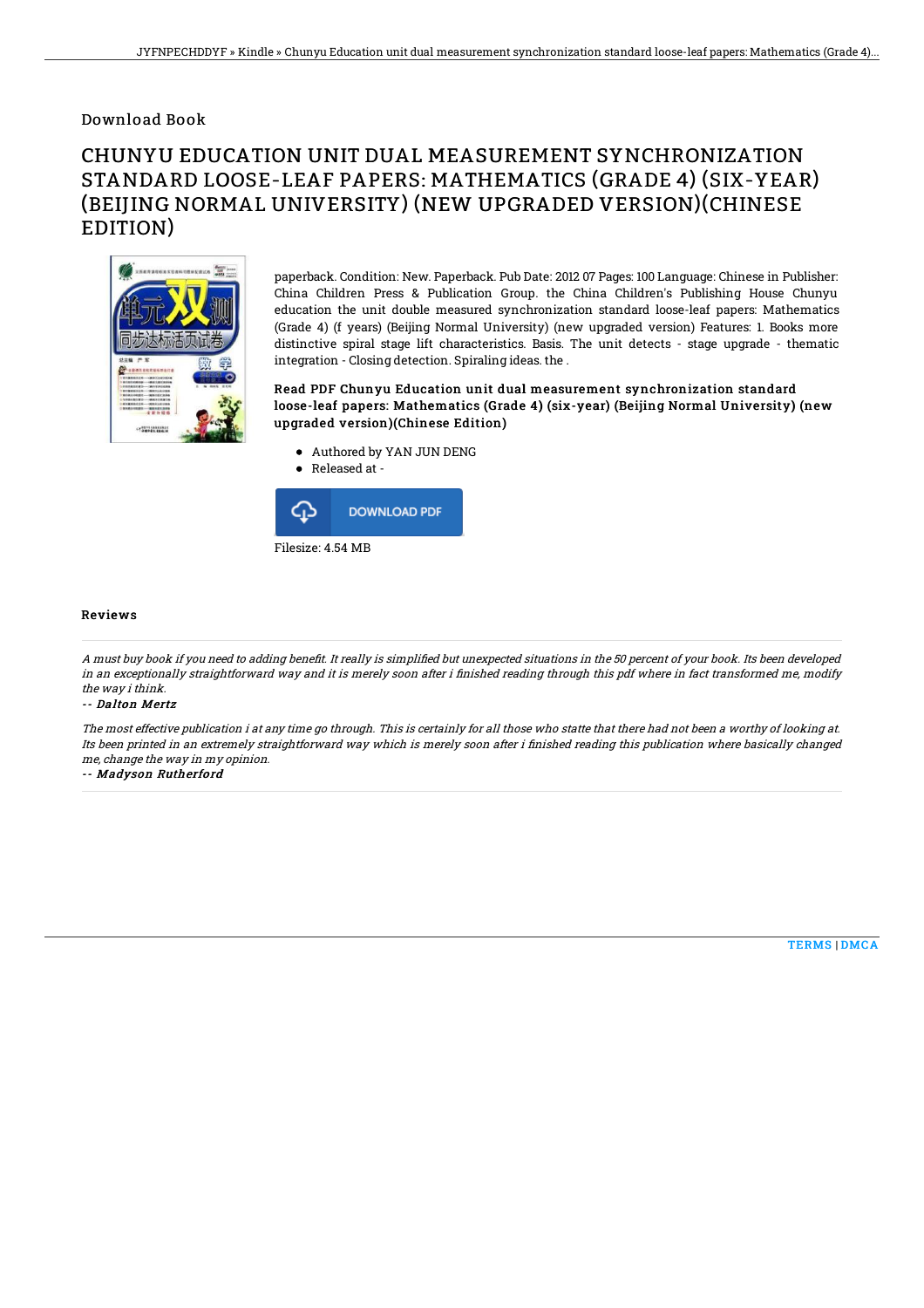Download Book

# CHUNYU EDUCATION UNIT DUAL MEASUREMENT SYNCHRONIZATION STANDARD LOOSE-LEAF PAPERS: MATHEMATICS (GRADE 4) (SIX-YEAR) (BEIJING NORMAL UNIVERSITY) (NEW UPGRADED VERSION)(CHINESE EDITION)

paperback. Condition: New. Paperback. Pub Date: 2012 07 Pages: 100 Language: Chinese in Publisher: China Children Press & Publication Group. the China Children's Publishing House Chunyu education the unit double measured synchronization standard loose-leaf papers: Mathematics (Grade 4) (f years) (Beijing Normal University) (new upgraded version) Features: 1. Books more distinctive spiral stage lift characteristics. Basis. The unit detects - stage upgrade - thematic integration - Closing detection. Spiraling ideas. the .

### Read PDF Chunyu Education unit dual measurement synchronization standard loose-leaf papers: Mathematics (Grade 4) (six-year) (Beijing Normal University) (new upgraded version)(Chinese Edition)

- Authored by YAN JUN DENG
- Released at -

DOWNLOAD PDF

Filesize: 4.54 MB

## Reviews

*A must buy book if you need to adding benefit. It really is simplified but unexpected situations in the 50 percent of your book. Its been developed in an exceptionally straightforward way and it is merely soon after i finished reading through this pdf where in fact transformed me, modify the way i think.*

*-- Dalton Mertz*

*The most effective publication i at any time go through. This is certainly for all those who statte that there had not been a worthy of looking at. Its been printed in an extremely straightforward way which is merely soon after i finished reading this publication where basically changed me, change the way in my opinion.*

*-- Madyson Rutherford*

TERMS | DMCA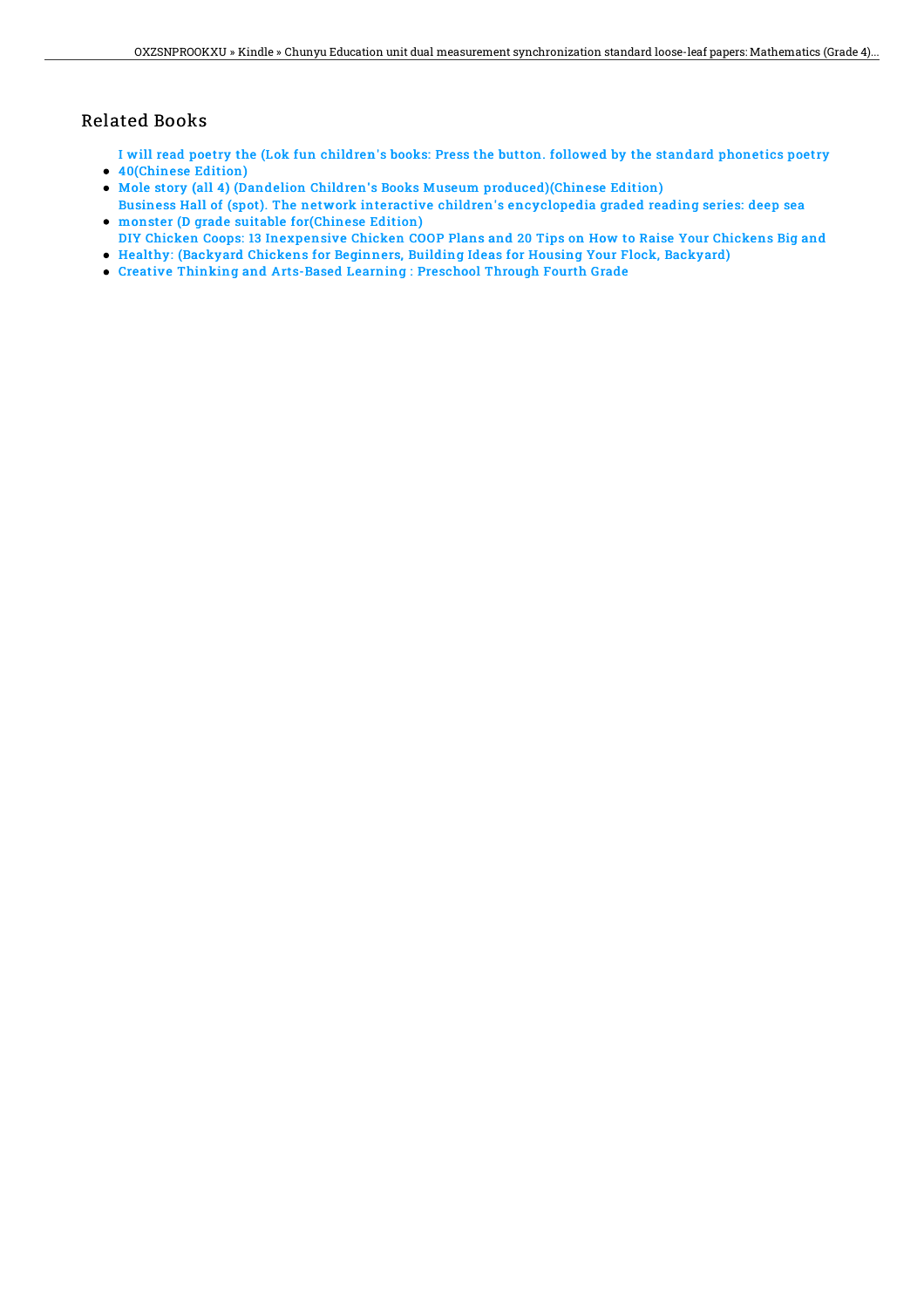## Related Books

- I will read poetry the (Lok fun children's books: Press the button. followed by the standard phonetics poetry 40(Chinese Edition)
- Mole story (all 4) (Dandelion Children's Books Museum produced)(Chinese Edition)
- Business Hall of (spot). The network interactive children's encyclopedia graded reading series: deep sea monster (D grade suitable for(Chinese Edition)
- DIY Chicken Coops: 13 Inexpensive Chicken COOP Plans and 20 Tips on How to Raise Your Chickens Big and Healthy: (Backyard Chickens for Beginners, Building Ideas for Housing Your Flock, Backyard)
- Creative Thinking and Arts-Based Learning : Preschool Through Fourth Grade